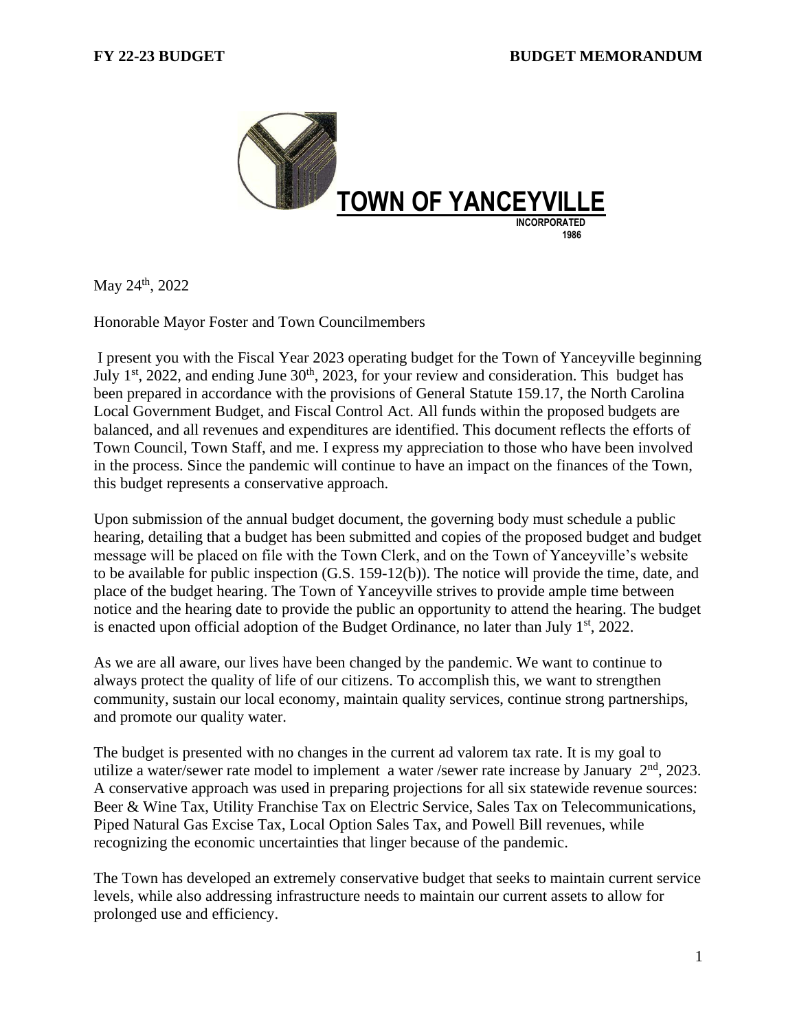**TOWN OF YANCEYVILLE**

INCORPORATED 1986

May 24th, 2022

Honorable Mayor Foster and Town Councilmembers

I present you with the Fiscal Year 2023 operating budget for the Town of Yanceyville beginning July 1st, 2022, and ending June 30th, 2023, for your review and consideration. This budget has been prepared in accordance with the provisions of General Statute 159.17, the North Carolina Local Government Budget, and Fiscal Control Act. All funds within the proposed budgets are balanced, and all revenues and expenditures are identified. This document reflects the efforts of Town Council, Town Staff, and me. I express my appreciation to those who have been involved in the process. Since the pandemic will continue to have an impact on the finances of the Town, this budget represents a conservative approach.

Upon submission of the annual budget document, the governing body must schedule a public hearing, detailing that a budget has been submitted and copies of the proposed budget and budget message will be placed on file with the Town Clerk, and on the Town of Yanceyville's website to be available for public inspection (G.S. 159-12(b)). The notice will provide the time, date, and place of the budget hearing. The Town of Yanceyville strives to provide ample time between notice and the hearing date to provide the public an opportunity to attend the hearing. The budget is enacted upon official adoption of the Budget Ordinance, no later than July 1st, 2022.

As we are all aware, our lives have been changed by the pandemic. We want to continue to always protect the quality of life of our citizens. To accomplish this, we want to strengthen community, sustain our local economy, maintain quality services, continue strong partnerships, and promote our quality water.

The budget is presented with no changes in the current ad valorem tax rate. It is my goal to utilize a water/sewer rate model to implement a water /sewer rate increase by January 2nd, 2023. A conservative approach was used in preparing projections for all six statewide revenue sources: Beer & Wine Tax, Utility Franchise Tax on Electric Service, Sales Tax on Telecommunications, Piped Natural Gas Excise Tax, Local Option Sales Tax, and Powell Bill revenues, while recognizing the economic uncertainties that linger because of the pandemic.

The Town has developed an extremely conservative budget that seeks to maintain current service levels, while also addressing infrastructure needs to maintain our current assets to allow for prolonged use and efficiency.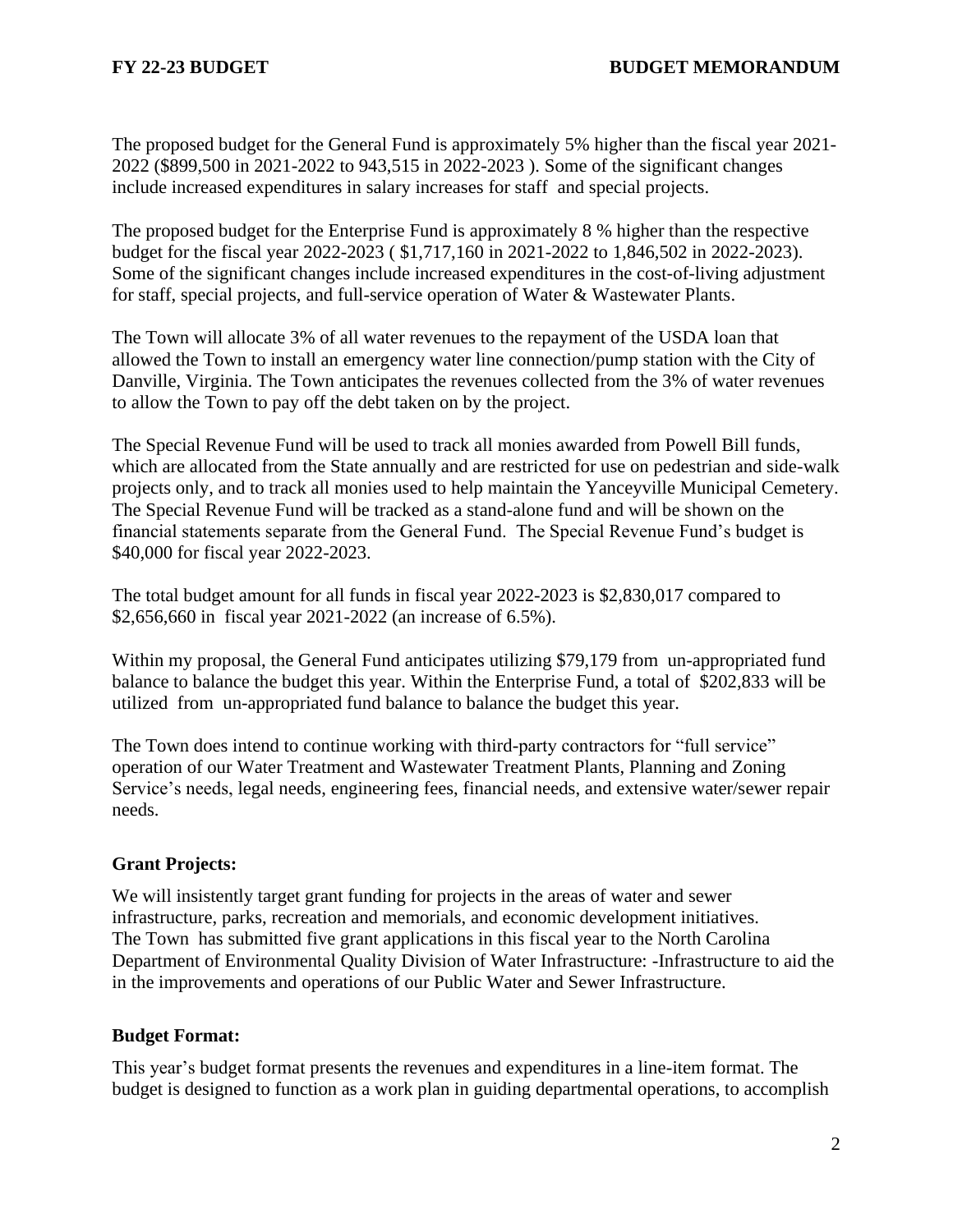The proposed budget for the General Fund is approximately 5% higher than the fiscal year 2021-2022 ($899,500 in 2021-2022 to 943,515 in 2022-2023 ). Some of the significant changes include increased expenditures in salary increases for staff and special projects.

The proposed budget for the Enterprise Fund is approximately 8 % higher than the respective budget for the fiscal year 2022-2023 ( $1,717,160 in 2021-2022 to 1,846,502 in 2022-2023). Some of the significant changes include increased expenditures in the cost-of-living adjustment for staff, special projects, and full-service operation of Water & Wastewater Plants.

The Town will allocate 3% of all water revenues to the repayment of the USDA loan that allowed the Town to install an emergency water line connection/pump station with the City of Danville, Virginia. The Town anticipates the revenues collected from the 3% of water revenues to allow the Town to pay off the debt taken on by the project.

The Special Revenue Fund will be used to track all monies awarded from Powell Bill funds, which are allocated from the State annually and are restricted for use on pedestrian and side-walk projects only, and to track all monies used to help maintain the Yanceyville Municipal Cemetery. The Special Revenue Fund will be tracked as a stand-alone fund and will be shown on the financial statements separate from the General Fund. The Special Revenue Fund's budget is $40,000 for fiscal year 2022-2023.

The total budget amount for all funds in fiscal year 2022-2023 is $2,830,017 compared to $2,656,660 in fiscal year 2021-2022 (an increase of 6.5%).

Within my proposal, the General Fund anticipates utilizing $79,179 from un-appropriated fund balance to balance the budget this year. Within the Enterprise Fund, a total of $202,833 will be utilized from un-appropriated fund balance to balance the budget this year.

The Town does intend to continue working with third-party contractors for "full service" operation of our Water Treatment and Wastewater Treatment Plants, Planning and Zoning Service's needs, legal needs, engineering fees, financial needs, and extensive water/sewer repair needs.

**Grant Projects:**

We will insistently target grant funding for projects in the areas of water and sewer infrastructure, parks, recreation and memorials, and economic development initiatives. The Town has submitted five grant applications in this fiscal year to the North Carolina Department of Environmental Quality Division of Water Infrastructure: -Infrastructure to aid the in the improvements and operations of our Public Water and Sewer Infrastructure.

**Budget Format:**

This year's budget format presents the revenues and expenditures in a line-item format. The budget is designed to function as a work plan in guiding departmental operations, to accomplish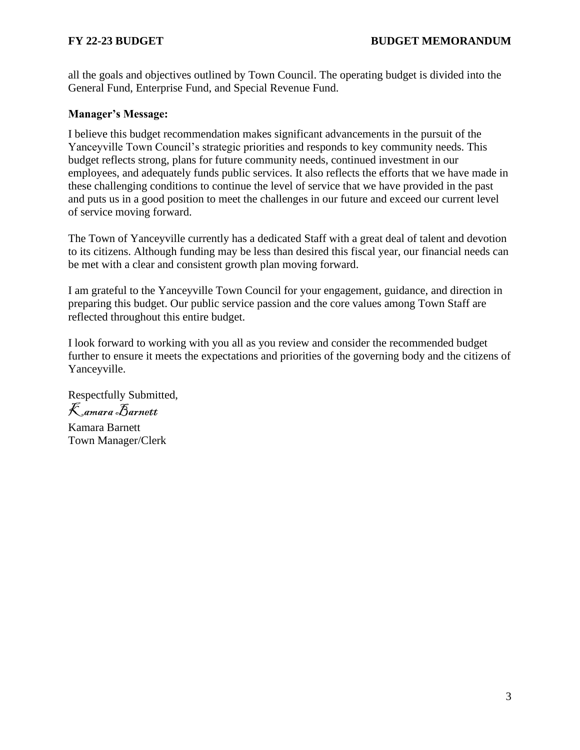all the goals and objectives outlined by Town Council. The operating budget is divided into the General Fund, Enterprise Fund, and Special Revenue Fund.

**Manager's Message:**

I believe this budget recommendation makes significant advancements in the pursuit of the Yanceyville Town Council's strategic priorities and responds to key community needs. This budget reflects strong, plans for future community needs, continued investment in our employees, and adequately funds public services. It also reflects the efforts that we have made in these challenging conditions to continue the level of service that we have provided in the past and puts us in a good position to meet the challenges in our future and exceed our current level of service moving forward.

The Town of Yanceyville currently has a dedicated Staff with a great deal of talent and devotion to its citizens. Although funding may be less than desired this fiscal year, our financial needs can be met with a clear and consistent growth plan moving forward.

I am grateful to the Yanceyville Town Council for your engagement, guidance, and direction in preparing this budget. Our public service passion and the core values among Town Staff are reflected throughout this entire budget.

I look forward to working with you all as you review and consider the recommended budget further to ensure it meets the expectations and priorities of the governing body and the citizens of Yanceyville.

Respectfully Submitted,

*Kamara Barnett*

Kamara Barnett
Town Manager/Clerk